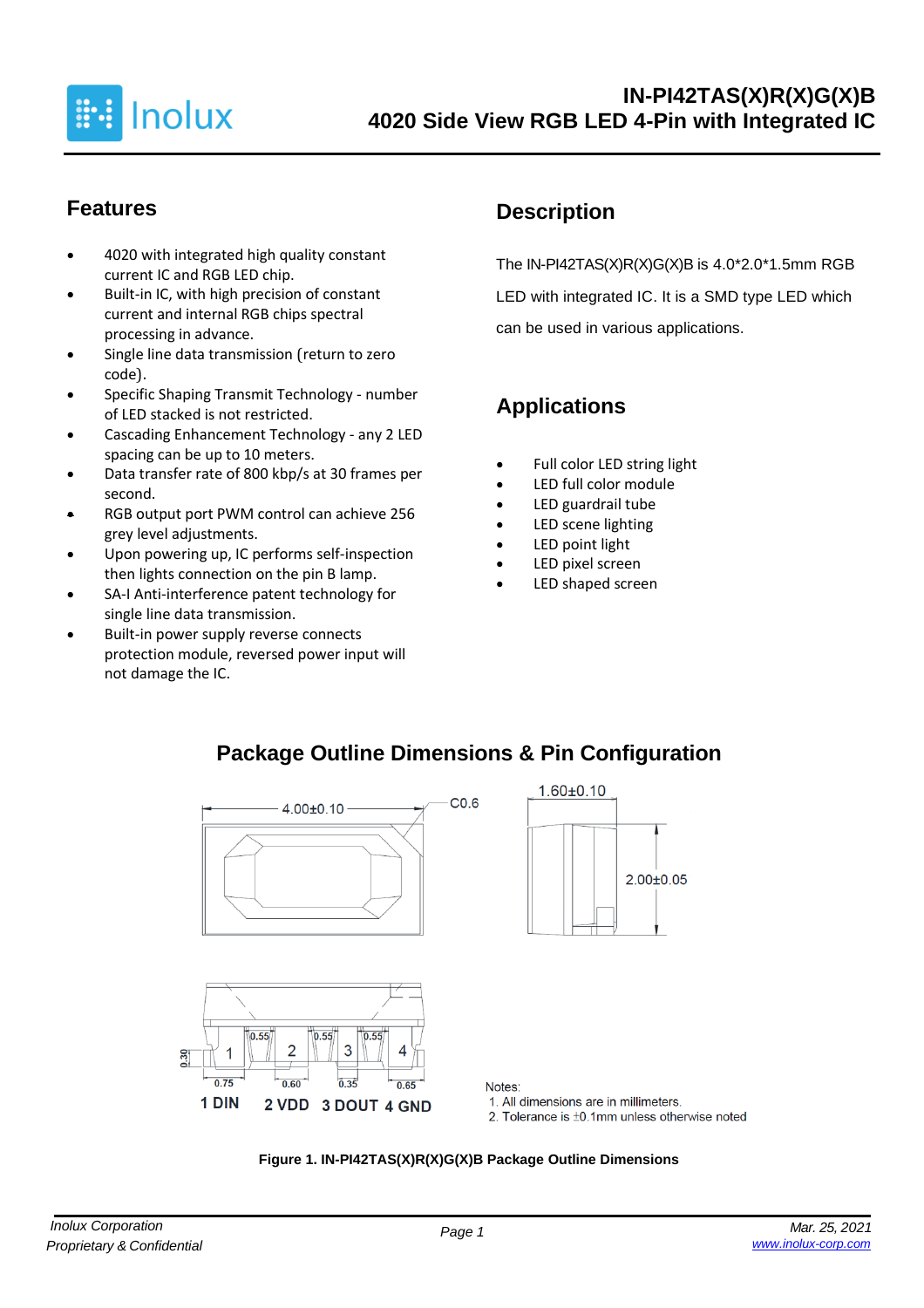# IN-PI42TAS(X)R(X)G(X)B

## 4020 Side View RGB LED 4-Pin with Integrated IC

## Features

- 4020 with integrated high quality constant current IC and RGB LED chip.
- Built-in IC, with high precision of constant current and internal RGB chips spectral processing in advance.
- Single line data transmission (return to zero code).
- Specific Shaping Transmit Technology - number of LED stacked is not restricted.
- Cascading Enhancement Technology - any 2 LED spacing can be up to 10 meters.
- Data transfer rate of 800 kbp/s at 30 frames per second.
- RGB output port PWM control can achieve 256 grey level adjustments.
- Upon powering up, IC performs self-inspection then lights connection on the pin B lamp.
- SA-I Anti-interference patent technology for single line data transmission.
- Built-in power supply reverse connects protection module, reversed power input will not damage the IC.

## Description

The IN-PI42TAS(X)R(X)G(X)B is 4.0*2.0*1.5mm RGB LED with integrated IC. It is a SMD type LED which can be used in various applications.

## Applications

- Full color LED string light
- LED full color module
- LED guardrail tube
- LED scene lighting
- LED point light
- LED pixel screen
- LED shaped screen

## Package Outline Dimensions & Pin Configuration

4.00±0.10 C0.6 1.60±0.10 2.00±0.05

0.55 0.55 0.55 0.30 0.75 0.60 0.35 0.65

1 DIN 2 VDD 3 DOUT 4 GND

Notes:
1. All dimensions are in millimeters.
2. Tolerance is ±0.1mm unless otherwise noted

**Figure 1. IN-PI42TAS(X)R(X)G(X)B Package Outline Dimensions**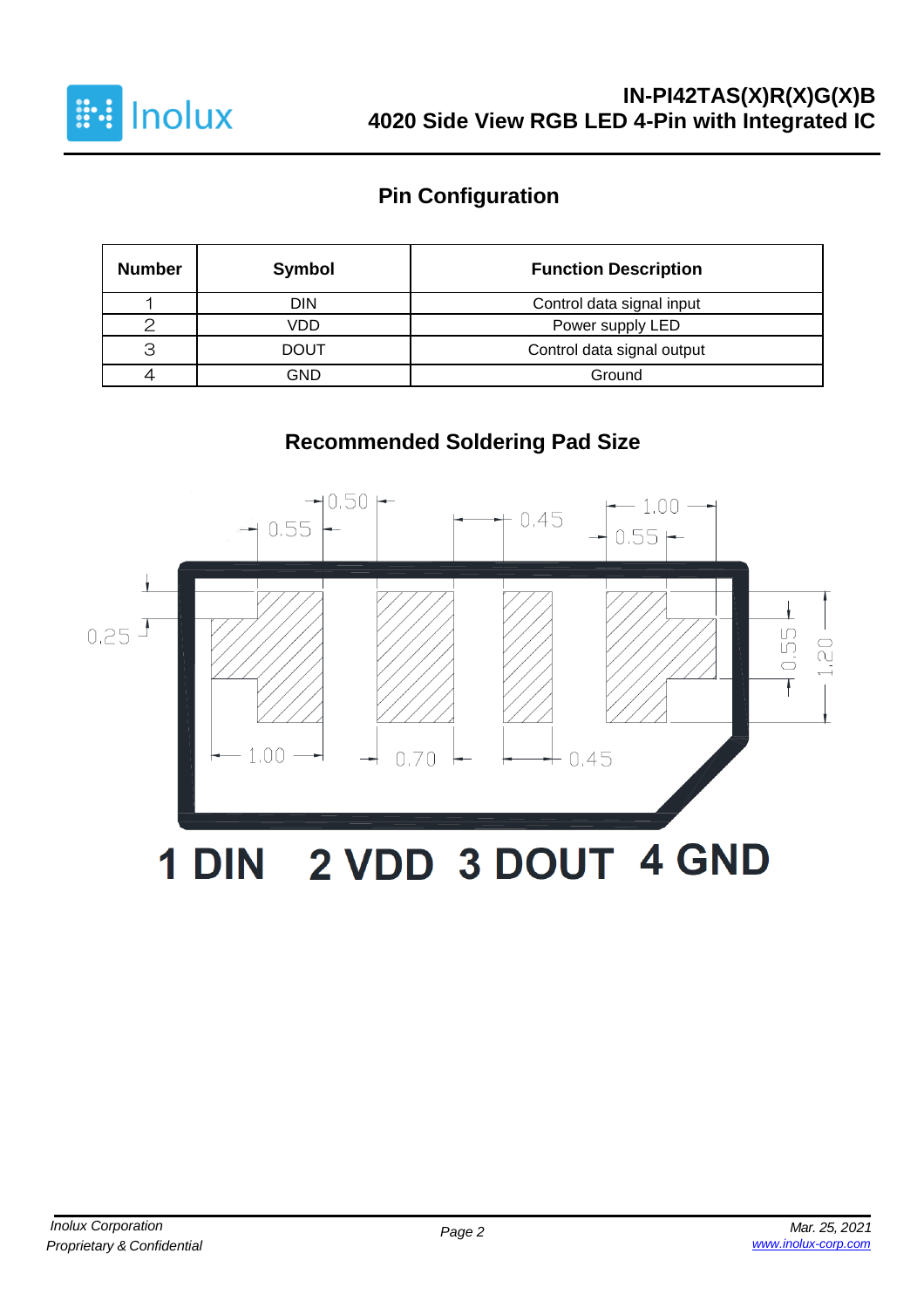## Pin Configuration

| Number | Symbol | Function Description |
|---|---|---|
| 1 | DIN | Control data signal input |
| 2 | VDD | Power supply LED |
| 3 | DOUT | Control data signal output |
| 4 | GND | Ground |

## Recommended Soldering Pad Size

0.50 0.55 0.45 1.00 0.55

0.25 0.55 1.20

1.00 0.70 0.45

**1 DIN 2 VDD 3 DOUT 4 GND**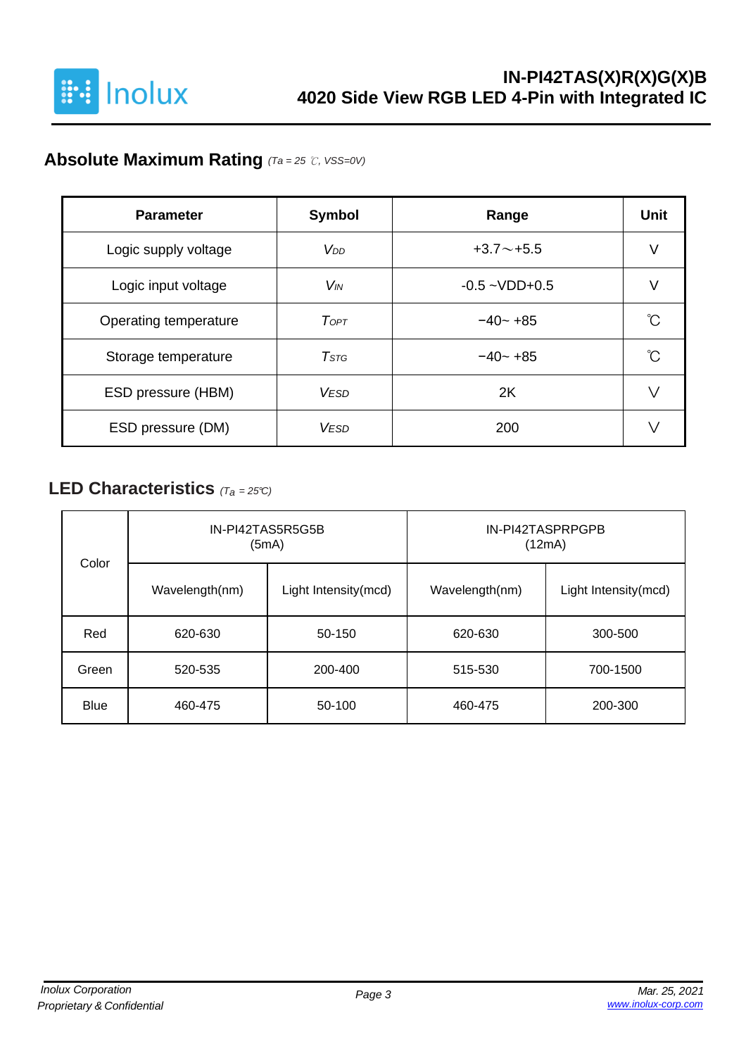## Absolute Maximum Rating *($T_a$ = 25 ℃, VSS=0V)*

| Parameter | Symbol | Range | Unit |
|---|---|---|---|
| Logic supply voltage | $V_{DD}$ | +3.7～+5.5 | V |
| Logic input voltage | $V_{IN}$ | -0.5 ~VDD+0.5 | V |
| Operating temperature | $T_{OPT}$ | −40~ +85 | ℃ |
| Storage temperature | $T_{STG}$ | −40~ +85 | ℃ |
| ESD pressure (HBM) | $V_{ESD}$ | 2K | V |
| ESD pressure (DM) | $V_{ESD}$ | 200 | V |

## LED Characteristics *($T_a$ = 25℃)*

| Color | IN-PI42TAS5R5G5B (5mA) | | IN-PI42TASPRPGPB (12mA) | |
|---|---|---|---|---|
| | Wavelength(nm) | Light Intensity(mcd) | Wavelength(nm) | Light Intensity(mcd) |
| Red | 620-630 | 50-150 | 620-630 | 300-500 |
| Green | 520-535 | 200-400 | 515-530 | 700-1500 |
| Blue | 460-475 | 50-100 | 460-475 | 200-300 |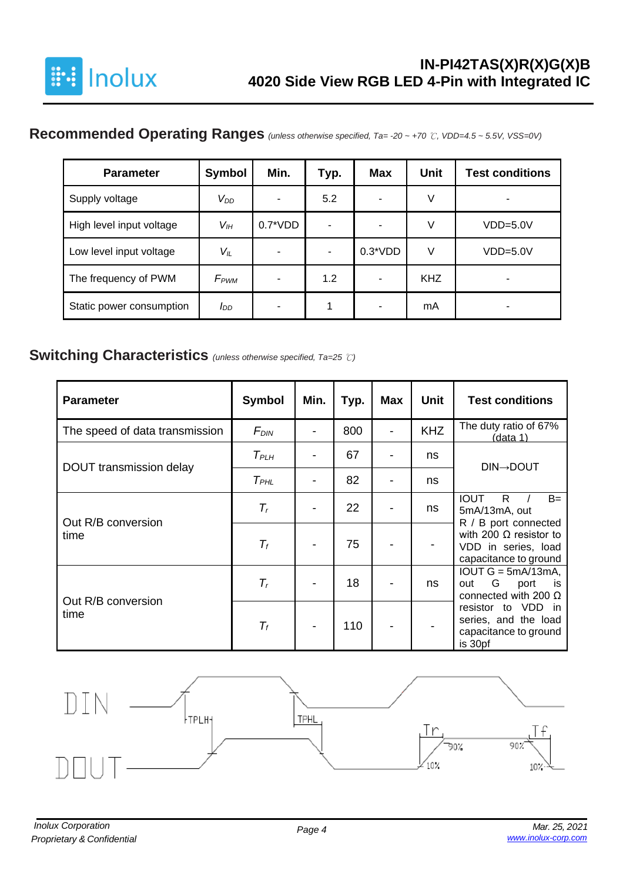## Recommended Operating Ranges *(unless otherwise specified, Ta= -20 ~ +70 ℃, VDD=4.5 ~ 5.5V, VSS=0V)*

| Parameter | Symbol | Min. | Typ. | Max | Unit | Test conditions |
|---|---|---|---|---|---|---|
| Supply voltage | $V_{DD}$ | - | 5.2 | - | V | - |
| High level input voltage | $V_{IH}$ | 0.7*VDD | - | - | V | VDD=5.0V |
| Low level input voltage | $V_{IL}$ | - | - | 0.3*VDD | V | VDD=5.0V |
| The frequency of PWM | $F_{PWM}$ | - | 1.2 | - | KHZ | - |
| Static power consumption | $I_{DD}$ | - | 1 | - | mA | - |

## Switching Characteristics *(unless otherwise specified, Ta=25 ℃)*

| Parameter | Symbol | Min. | Typ. | Max | Unit | Test conditions |
|---|---|---|---|---|---|---|
| The speed of data transmission | $F_{DIN}$ | - | 800 | - | KHZ | The duty ratio of 67% (data 1) |
| DOUT transmission delay | $T_{PLH}$ | - | 67 | - | ns | DIN→DOUT |
| | $T_{PHL}$ | - | 82 | - | ns | |
| Out R/B conversion time | $T_r$ | - | 22 | - | ns | IOUT R / B= 5mA/13mA, out R / B port connected with 200 Ω resistor to VDD in series, load capacitance to ground |
| | $T_f$ | - | 75 | - | - | |
| Out R/B conversion time | $T_r$ | - | 18 | - | ns | IOUT G = 5mA/13mA, out G port is connected with 200 Ω resistor to VDD in series, and the load capacitance to ground is 30pf |
| | $T_f$ | - | 110 | - | - | |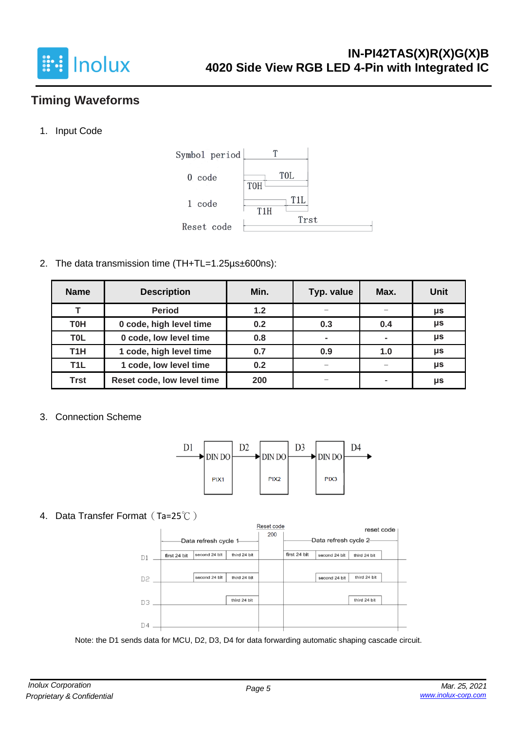## Timing Waveforms

1. Input Code

2. The data transmission time (TH+TL=1.25µs±600ns):

| Name | Description | Min. | Typ. value | Max. | Unit |
|---|---|---|---|---|---|
| T | Period | 1.2 | – | – | µs |
| T0H | 0 code, high level time | 0.2 | 0.3 | 0.4 | µs |
| T0L | 0 code, low level time | 0.8 | - | - | µs |
| T1H | 1 code, high level time | 0.7 | 0.9 | 1.0 | µs |
| T1L | 1 code, low level time | 0.2 | – | – | µs |
| Trst | Reset code, low level time | 200 | – | - | µs |

3. Connection Scheme

4. Data Transfer Format（Ta=25℃）

Note: the D1 sends data for MCU, D2, D3, D4 for data forwarding automatic shaping cascade circuit.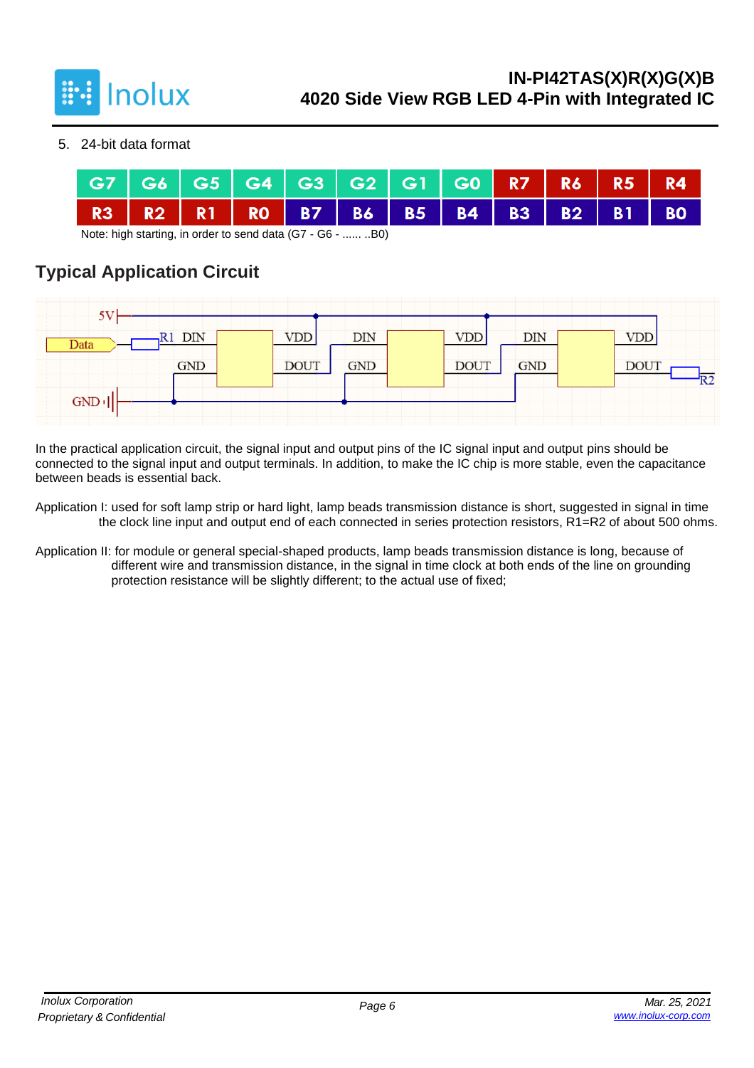5. 24-bit data format

| G7 | G6 | G5 | G4 | G3 | G2 | G1 | G0 | R7 | R6 | R5 | R4 |
|---|---|---|---|---|---|---|---|---|---|---|---|
| R3 | R2 | R1 | R0 | B7 | B6 | B5 | B4 | B3 | B2 | B1 | B0 |

Note: high starting, in order to send data (G7 - G6 - ...... ..B0)

## Typical Application Circuit

In the practical application circuit, the signal input and output pins of the IC signal input and output pins should be connected to the signal input and output terminals. In addition, to make the IC chip is more stable, even the capacitance between beads is essential back.

Application I: used for soft lamp strip or hard light, lamp beads transmission distance is short, suggested in signal in time the clock line input and output end of each connected in series protection resistors, R1=R2 of about 500 ohms.

Application II: for module or general special-shaped products, lamp beads transmission distance is long, because of different wire and transmission distance, in the signal in time clock at both ends of the line on grounding protection resistance will be slightly different; to the actual use of fixed;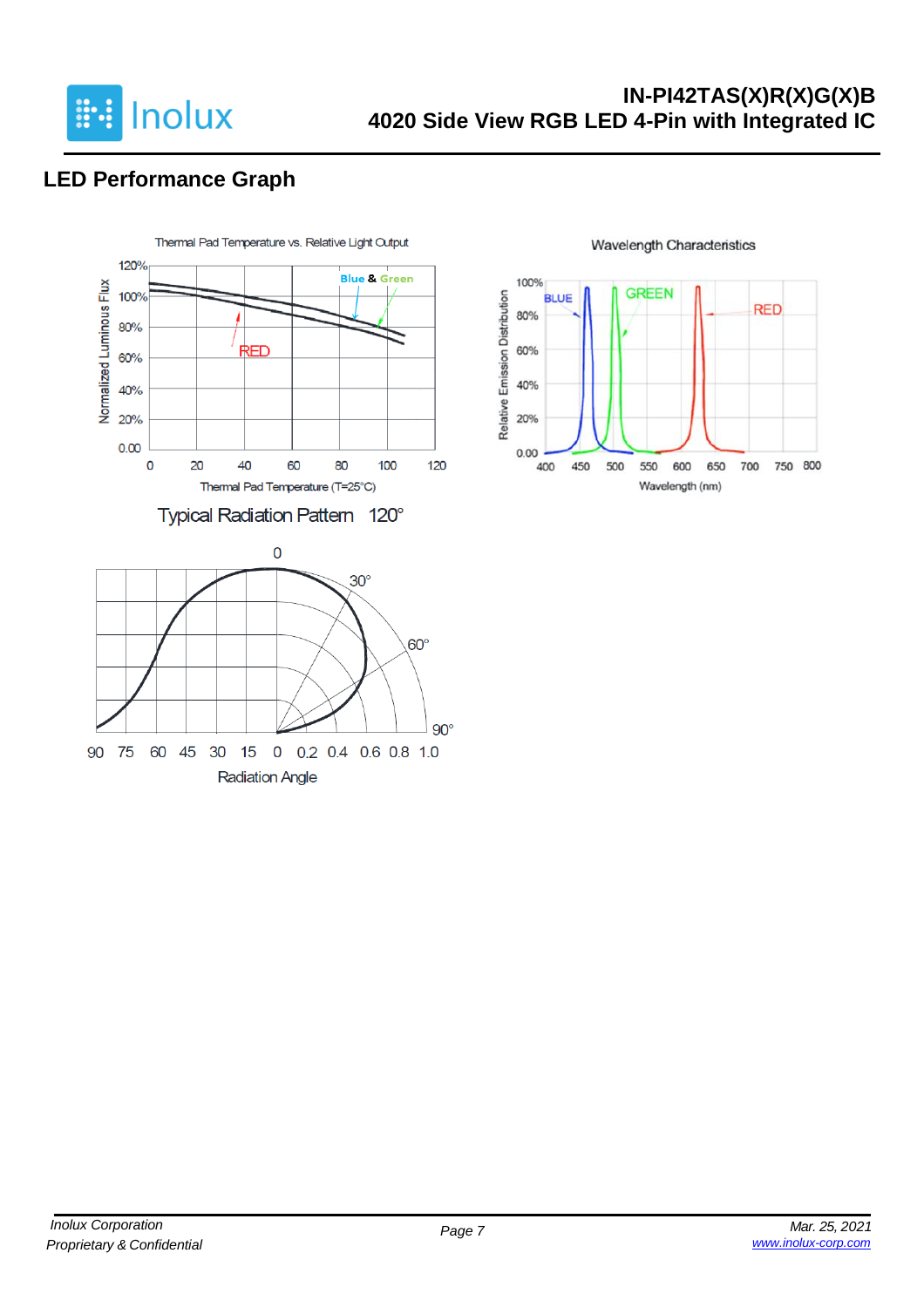## LED Performance Graph

Thermal Pad Temperature vs. Relative Light Output

Normalized Luminous Flux

120%
100%
80%
60%
40%
20%
0.00

0 20 40 60 80 100 120

Thermal Pad Temperature (T=25°C)

Blue & Green

RED

Wavelength Characteristics

Relative Emission Distribution

100%
80%
60%
40%
20%
0.00

400 450 500 550 600 650 700 750 800

Wavelength (nm)

BLUE GREEN RED

Typical Radiation Pattern 120°

0

30°

60°

90°

90 75 60 45 30 15 0 0.2 0.4 0.6 0.8 1.0

Radiation Angle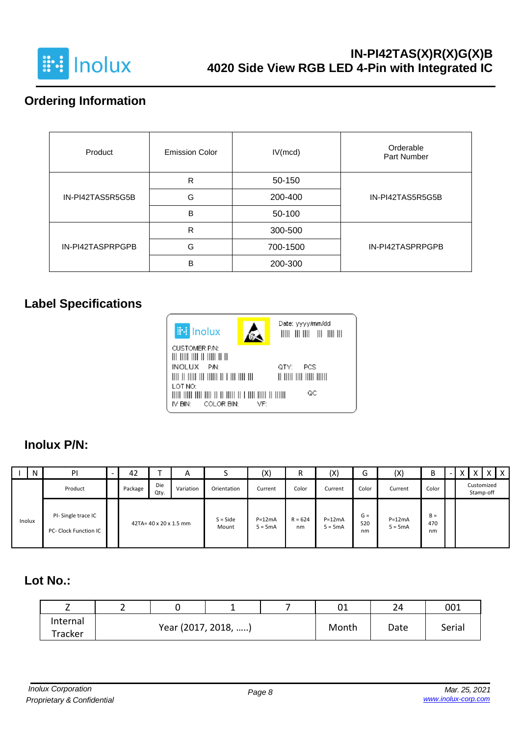## Ordering Information

| Product | Emission Color | IV(mcd) | Orderable Part Number |
|---|---|---|---|
| IN-PI42TAS5R5G5B | R | 50-150 | IN-PI42TAS5R5G5B |
| | G | 200-400 | |
| | B | 50-100 | |
| IN-PI42TASPRPGPB | R | 300-500 | IN-PI42TASPRPGPB |
| | G | 700-1500 | |
| | B | 200-300 | |

## Label Specifications

Inolux

Date: yyyy/mm/dd

CUSTOMER P/N:

INOLUX P/N:

QTY: PCS

LOT NO:

QC

IV BIN: COLOR BIN: VF:

## Inolux P/N:

| I | N | PI | - | 42 | T | A | S | (X) | R | (X) | G | (X) | B | - | X | X | X | X |
|---|---|---|---|---|---|---|---|---|---|---|---|---|---|---|---|---|---|---|
| Inolux | | Product | | Package | Die Qty. | Variation | Orientation | Current | Color | Current | Color | Current | Color | | Customized Stamp-off | | | |
| | | PI- Single trace IC<br>PC- Clock Function IC | | 42TA= 40 x 20 x 1.5 mm | | | S = Side Mount | P=12mA<br>5 = 5mA | R = 624 nm | P=12mA<br>5 = 5mA | G = 520 nm | P=12mA<br>5 = 5mA | B = 470 nm | | | | | |

## Lot No.:

| Z | 2 | 0 | 1 | 7 | 01 | 24 | 001 |
|---|---|---|---|---|---|---|---|
| Internal Tracker | Year (2017, 2018, …..) | | | | Month | Date | Serial |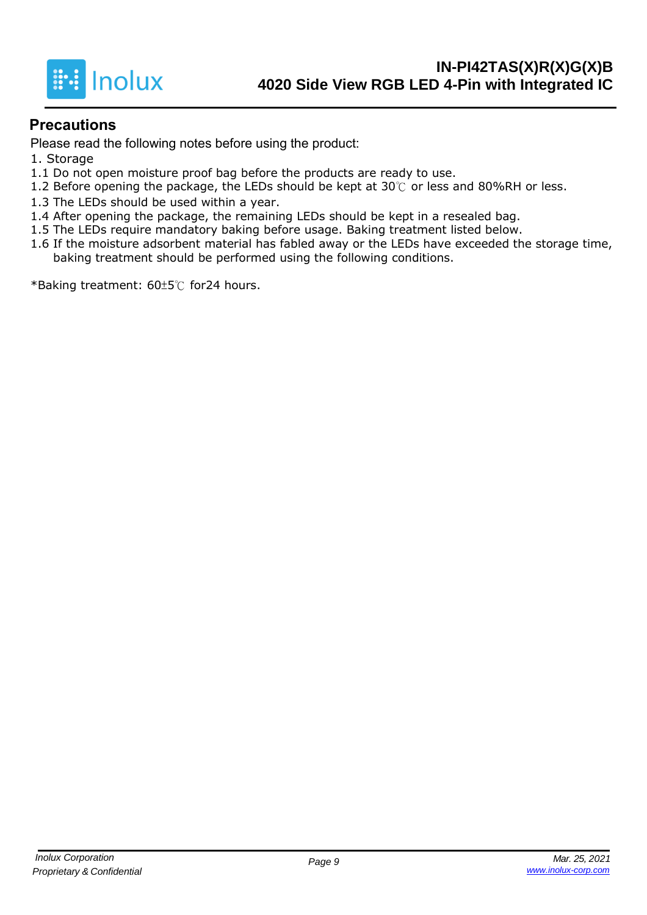## Precautions

Please read the following notes before using the product:

1. Storage

1.1 Do not open moisture proof bag before the products are ready to use.

1.2 Before opening the package, the LEDs should be kept at 30℃ or less and 80%RH or less.

1.3 The LEDs should be used within a year.

1.4 After opening the package, the remaining LEDs should be kept in a resealed bag.

1.5 The LEDs require mandatory baking before usage. Baking treatment listed below.

1.6 If the moisture adsorbent material has fabled away or the LEDs have exceeded the storage time, baking treatment should be performed using the following conditions.

*Baking treatment: 60±5℃ for24 hours.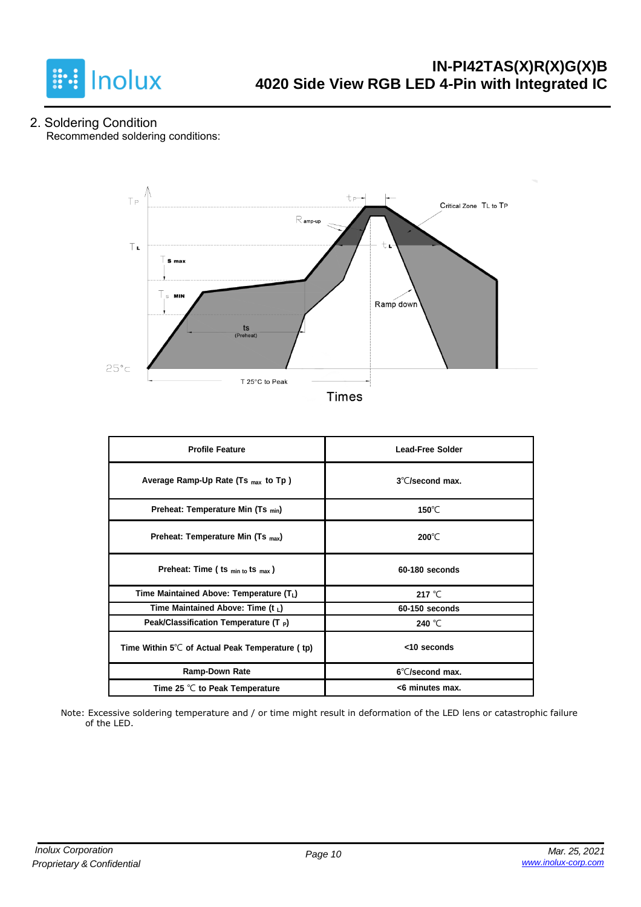## 2. Soldering Condition

Recommended soldering conditions:

| Profile Feature | Lead-Free Solder |
|---|---|
| Average Ramp-Up Rate ($Ts_{max}$ to Tp ) | 3℃/second max. |
| Preheat: Temperature Min ($Ts_{min}$) | 150℃ |
| Preheat: Temperature Min ($Ts_{max}$) | 200℃ |
| Preheat: Time ( $ts_{min\ to}\ ts_{max}$ ) | 60-180 seconds |
| Time Maintained Above: Temperature ($T_L$) | 217 ℃ |
| Time Maintained Above: Time ($t_L$) | 60-150 seconds |
| Peak/Classification Temperature ($T_P$) | 240 ℃ |
| Time Within 5℃ of Actual Peak Temperature ( tp) | <10 seconds |
| Ramp-Down Rate | 6℃/second max. |
| Time 25 ℃ to Peak Temperature | <6 minutes max. |

Note: Excessive soldering temperature and / or time might result in deformation of the LED lens or catastrophic failure of the LED.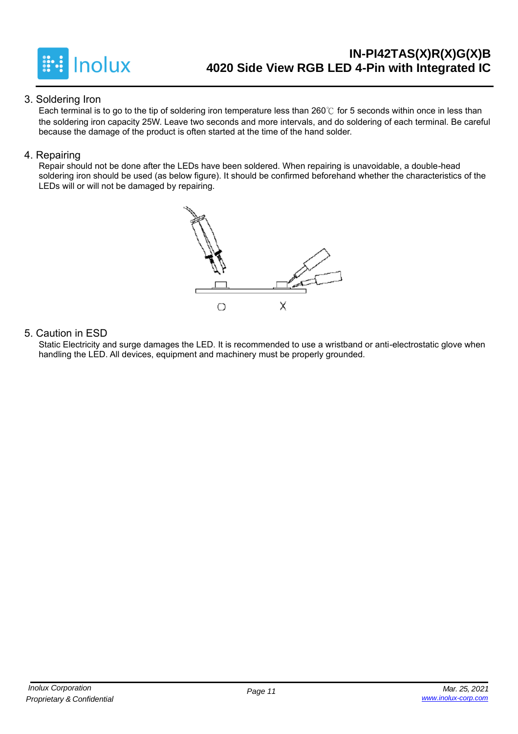## 3. Soldering Iron

Each terminal is to go to the tip of soldering iron temperature less than 260℃ for 5 seconds within once in less than the soldering iron capacity 25W. Leave two seconds and more intervals, and do soldering of each terminal. Be careful because the damage of the product is often started at the time of the hand solder.

## 4. Repairing

Repair should not be done after the LEDs have been soldered. When repairing is unavoidable, a double-head soldering iron should be used (as below figure). It should be confirmed beforehand whether the characteristics of the LEDs will or will not be damaged by repairing.

## 5. Caution in ESD

Static Electricity and surge damages the LED. It is recommended to use a wristband or anti-electrostatic glove when handling the LED. All devices, equipment and machinery must be properly grounded.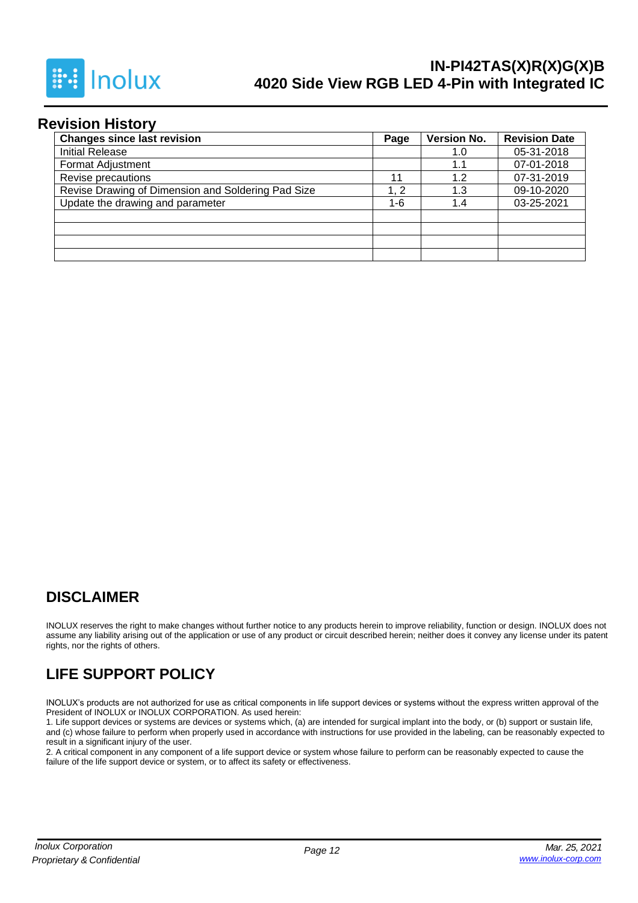## Revision History

| Changes since last revision | Page | Version No. | Revision Date |
|---|---|---|---|
| Initial Release | | 1.0 | 05-31-2018 |
| Format Adjustment | | 1.1 | 07-01-2018 |
| Revise precautions | 11 | 1.2 | 07-31-2019 |
| Revise Drawing of Dimension and Soldering Pad Size | 1, 2 | 1.3 | 09-10-2020 |
| Update the drawing and parameter | 1-6 | 1.4 | 03-25-2021 |
| | | | |
| | | | |
| | | | |
| | | | |

## DISCLAIMER

INOLUX reserves the right to make changes without further notice to any products herein to improve reliability, function or design. INOLUX does not assume any liability arising out of the application or use of any product or circuit described herein; neither does it convey any license under its patent rights, nor the rights of others.

## LIFE SUPPORT POLICY

INOLUX's products are not authorized for use as critical components in life support devices or systems without the express written approval of the President of INOLUX or INOLUX CORPORATION. As used herein:

1. Life support devices or systems are devices or systems which, (a) are intended for surgical implant into the body, or (b) support or sustain life, and (c) whose failure to perform when properly used in accordance with instructions for use provided in the labeling, can be reasonably expected to result in a significant injury of the user.

2. A critical component in any component of a life support device or system whose failure to perform can be reasonably expected to cause the failure of the life support device or system, or to affect its safety or effectiveness.